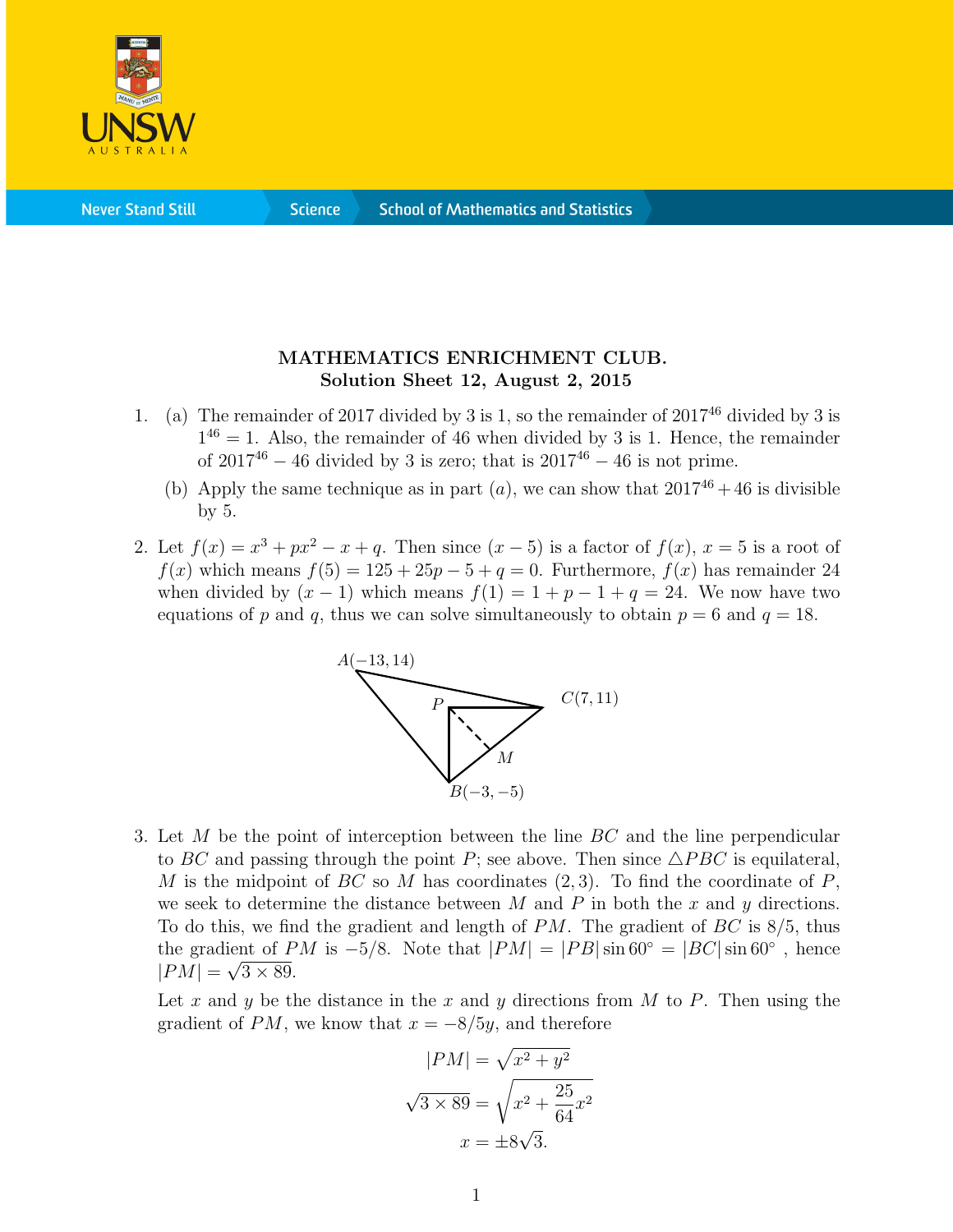**MATHEMATICS ENRICHMENT CLUB.**
**Solution Sheet 12, August 2, 2015**

1. (a) The remainder of 2017 divided by 3 is 1, so the remainder of $2017^{46}$ divided by 3 is $1^{46} = 1$. Also, the remainder of 46 when divided by 3 is 1. Hence, the remainder of $2017^{46} - 46$ divided by 3 is zero; that is $2017^{46} - 46$ is not prime.

   (b) Apply the same technique as in part $(a)$, we can show that $2017^{46} + 46$ is divisible by 5.

2. Let $f(x) = x^3 + px^2 - x + q$. Then since $(x - 5)$ is a factor of $f(x)$, $x = 5$ is a root of $f(x)$ which means $f(5) = 125 + 25p - 5 + q = 0$. Furthermore, $f(x)$ has remainder 24 when divided by $(x - 1)$ which means $f(1) = 1 + p - 1 + q = 24$. We now have two equations of $p$ and $q$, thus we can solve simultaneously to obtain $p = 6$ and $q = 18$.

3. Let $M$ be the point of interception between the line $BC$ and the line perpendicular to $BC$ and passing through the point $P$; see above. Then since $\triangle PBC$ is equilateral, $M$ is the midpoint of $BC$ so $M$ has coordinates $(2, 3)$. To find the coordinate of $P$, we seek to determine the distance between $M$ and $P$ in both the $x$ and $y$ directions. To do this, we find the gradient and length of $PM$. The gradient of $BC$ is $8/5$, thus the gradient of $PM$ is $-5/8$. Note that $|PM| = |PB| \sin 60^\circ = |BC| \sin 60^\circ$ , hence $|PM| = \sqrt{3 \times 89}$.

   Let $x$ and $y$ be the distance in the $x$ and $y$ directions from $M$ to $P$. Then using the gradient of $PM$, we know that $x = -8/5y$, and therefore

$$|PM| = \sqrt{x^2 + y^2}$$
$$\sqrt{3 \times 89} = \sqrt{x^2 + \frac{25}{64}x^2}$$
$$x = \pm 8\sqrt{3}.$$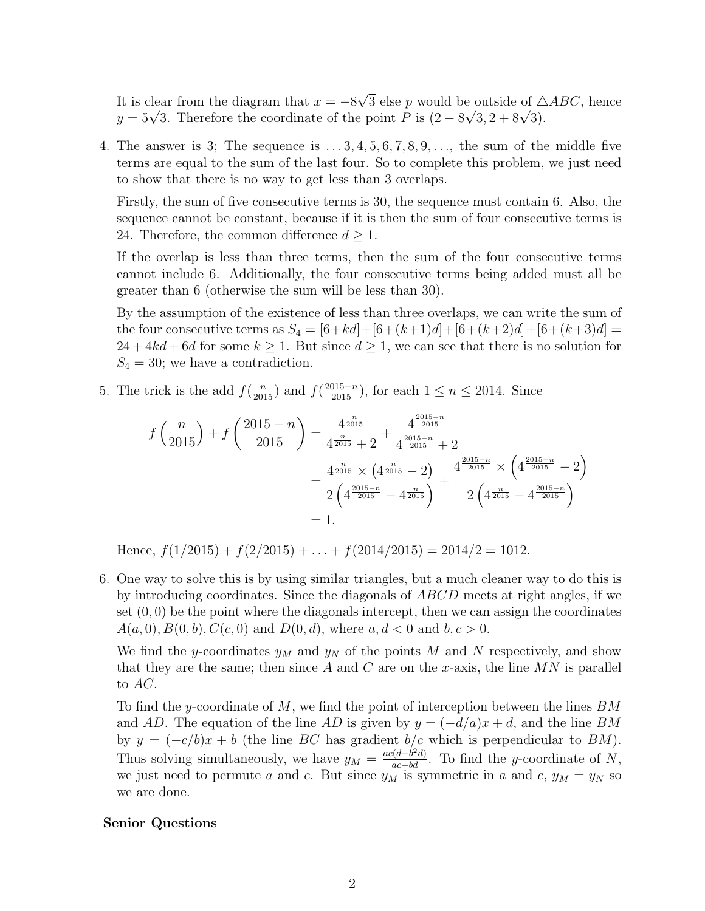It is clear from the diagram that $x = -8\sqrt{3}$ else $p$ would be outside of $\triangle ABC$, hence $y = 5\sqrt{3}$. Therefore the coordinate of the point $P$ is $(2 - 8\sqrt{3}, 2 + 8\sqrt{3})$.

4. The answer is 3; The sequence is $\ldots 3, 4, 5, 6, 7, 8, 9, \ldots$, the sum of the middle five terms are equal to the sum of the last four. So to complete this problem, we just need to show that there is no way to get less than 3 overlaps.

   Firstly, the sum of five consecutive terms is 30, the sequence must contain 6. Also, the sequence cannot be constant, because if it is then the sum of four consecutive terms is 24. Therefore, the common difference $d \geq 1$.

   If the overlap is less than three terms, then the sum of the four consecutive terms cannot include 6. Additionally, the four consecutive terms being added must all be greater than 6 (otherwise the sum will be less than 30).

   By the assumption of the existence of less than three overlaps, we can write the sum of the four consecutive terms as $S_4 = [6+kd]+[6+(k+1)d]+[6+(k+2)d]+[6+(k+3)d] = 24 + 4kd + 6d$ for some $k \geq 1$. But since $d \geq 1$, we can see that there is no solution for $S_4 = 30$; we have a contradiction.

5. The trick is the add $f(\frac{n}{2015})$ and $f(\frac{2015-n}{2015})$, for each $1 \leq n \leq 2014$. Since

$$
\begin{aligned}
f\left(\frac{n}{2015}\right) + f\left(\frac{2015-n}{2015}\right) &= \frac{4^{\frac{n}{2015}}}{4^{\frac{n}{2015}} + 2} + \frac{4^{\frac{2015-n}{2015}}}{4^{\frac{2015-n}{2015}} + 2} \\
&= \frac{4^{\frac{n}{2015}} \times \left(4^{\frac{n}{2015}} - 2\right)}{2\left(4^{\frac{2015-n}{2015}} - 4^{\frac{n}{2015}}\right)} + \frac{4^{\frac{2015-n}{2015}} \times \left(4^{\frac{2015-n}{2015}} - 2\right)}{2\left(4^{\frac{n}{2015}} - 4^{\frac{2015-n}{2015}}\right)} \\
&= 1.
\end{aligned}
$$

   Hence, $f(1/2015) + f(2/2015) + \ldots + f(2014/2015) = 2014/2 = 1012$.

6. One way to solve this is by using similar triangles, but a much cleaner way to do this is by introducing coordinates. Since the diagonals of $ABCD$ meets at right angles, if we set $(0,0)$ be the point where the diagonals intercept, then we can assign the coordinates $A(a,0), B(0,b), C(c,0)$ and $D(0,d)$, where $a, d < 0$ and $b, c > 0$.

   We find the $y$-coordinates $y_M$ and $y_N$ of the points $M$ and $N$ respectively, and show that they are the same; then since $A$ and $C$ are on the $x$-axis, the line $MN$ is parallel to $AC$.

   To find the $y$-coordinate of $M$, we find the point of interception between the lines $BM$ and $AD$. The equation of the line $AD$ is given by $y = (-d/a)x + d$, and the line $BM$ by $y = (-c/b)x + b$ (the line $BC$ has gradient $b/c$ which is perpendicular to $BM$). Thus solving simultaneously, we have $y_M = \frac{ac(d-b^2d)}{ac-bd}$. To find the $y$-coordinate of $N$, we just need to permute $a$ and $c$. But since $y_M$ is symmetric in $a$ and $c$, $y_M = y_N$ so we are done.

**Senior Questions**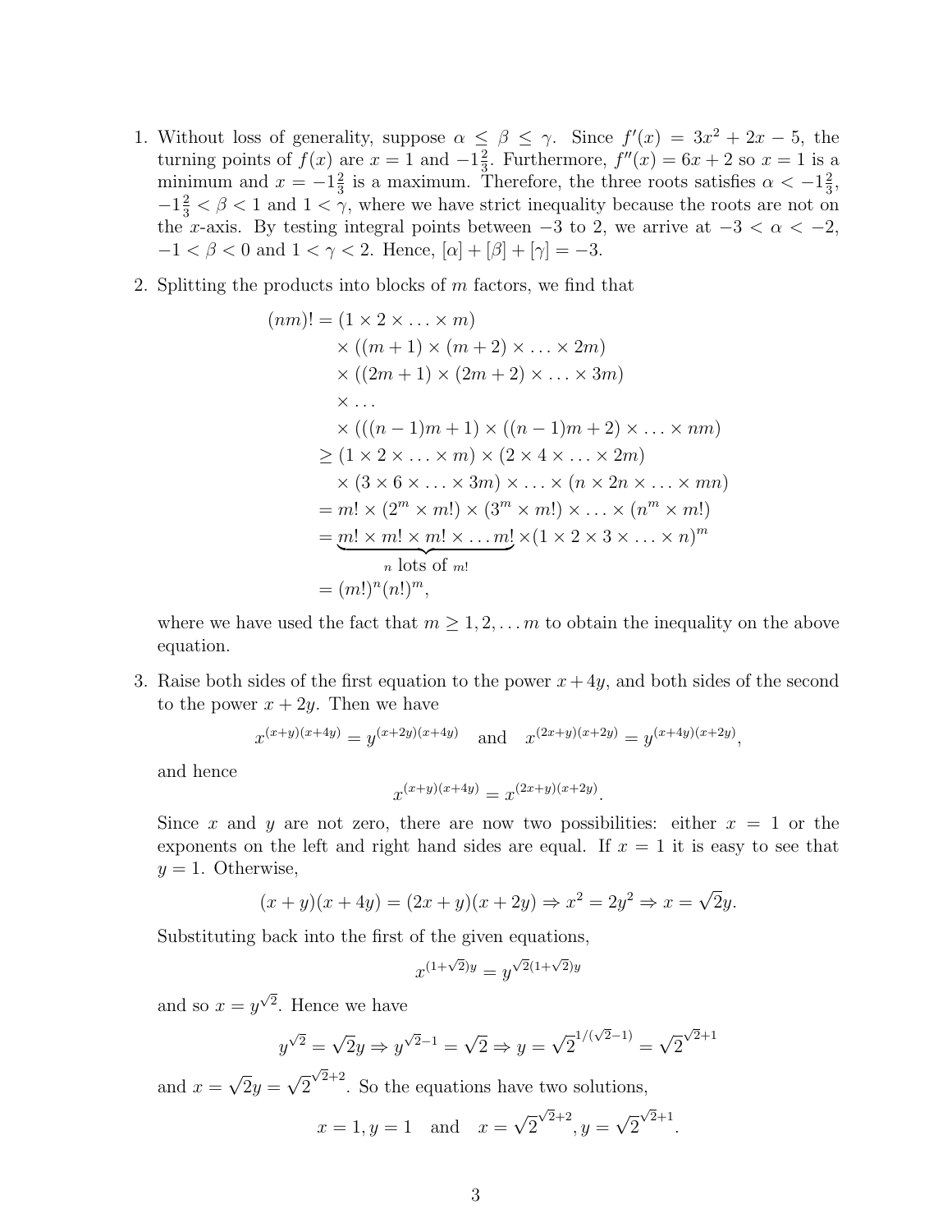1. Without loss of generality, suppose $\alpha \leq \beta \leq \gamma$. Since $f'(x) = 3x^2 + 2x - 5$, the turning points of $f(x)$ are $x = 1$ and $-1\frac{2}{3}$. Furthermore, $f''(x) = 6x + 2$ so $x = 1$ is a minimum and $x = -1\frac{2}{3}$ is a maximum. Therefore, the three roots satisfies $\alpha < -1\frac{2}{3}$, $-1\frac{2}{3} < \beta < 1$ and $1 < \gamma$, where we have strict inequality because the roots are not on the $x$-axis. By testing integral points between $-3$ to 2, we arrive at $-3 < \alpha < -2$, $-1 < \beta < 0$ and $1 < \gamma < 2$. Hence, $[\alpha] + [\beta] + [\gamma] = -3$.

2. Splitting the products into blocks of $m$ factors, we find that

$$
\begin{aligned}
(nm)! &= (1 \times 2 \times \ldots \times m) \\
&\quad \times ((m+1) \times (m+2) \times \ldots \times 2m) \\
&\quad \times ((2m+1) \times (2m+2) \times \ldots \times 3m) \\
&\quad \times \ldots \\
&\quad \times (((n-1)m+1) \times ((n-1)m+2) \times \ldots \times nm) \\
&\geq (1 \times 2 \times \ldots \times m) \times (2 \times 4 \times \ldots \times 2m) \\
&\quad \times (3 \times 6 \times \ldots \times 3m) \times \ldots \times (n \times 2n \times \ldots \times mn) \\
&= m! \times (2^m \times m!) \times (3^m \times m!) \times \ldots \times (n^m \times m!) \\
&= \underbrace{m! \times m! \times m! \times \ldots m!}_{n \text{ lots of } m!} \times (1 \times 2 \times 3 \times \ldots \times n)^m \\
&= (m!)^n (n!)^m,
\end{aligned}
$$

where we have used the fact that $m \geq 1, 2, \ldots m$ to obtain the inequality on the above equation.

3. Raise both sides of the first equation to the power $x + 4y$, and both sides of the second to the power $x + 2y$. Then we have

$$x^{(x+y)(x+4y)} = y^{(x+2y)(x+4y)} \quad \text{and} \quad x^{(2x+y)(x+2y)} = y^{(x+4y)(x+2y)},$$

and hence

$$x^{(x+y)(x+4y)} = x^{(2x+y)(x+2y)}.$$

Since $x$ and $y$ are not zero, there are now two possibilities: either $x = 1$ or the exponents on the left and right hand sides are equal. If $x = 1$ it is easy to see that $y = 1$. Otherwise,

$$(x+y)(x+4y) = (2x+y)(x+2y) \Rightarrow x^2 = 2y^2 \Rightarrow x = \sqrt{2}y.$$

Substituting back into the first of the given equations,

$$x^{(1+\sqrt{2})y} = y^{\sqrt{2}(1+\sqrt{2})y}$$

and so $x = y^{\sqrt{2}}$. Hence we have

$$y^{\sqrt{2}} = \sqrt{2}y \Rightarrow y^{\sqrt{2}-1} = \sqrt{2} \Rightarrow y = \sqrt{2}^{1/(\sqrt{2}-1)} = \sqrt{2}^{\sqrt{2}+1}$$

and $x = \sqrt{2}y = \sqrt{2}^{\sqrt{2}+2}$. So the equations have two solutions,

$$x = 1, y = 1 \quad \text{and} \quad x = \sqrt{2}^{\sqrt{2}+2}, y = \sqrt{2}^{\sqrt{2}+1}.$$